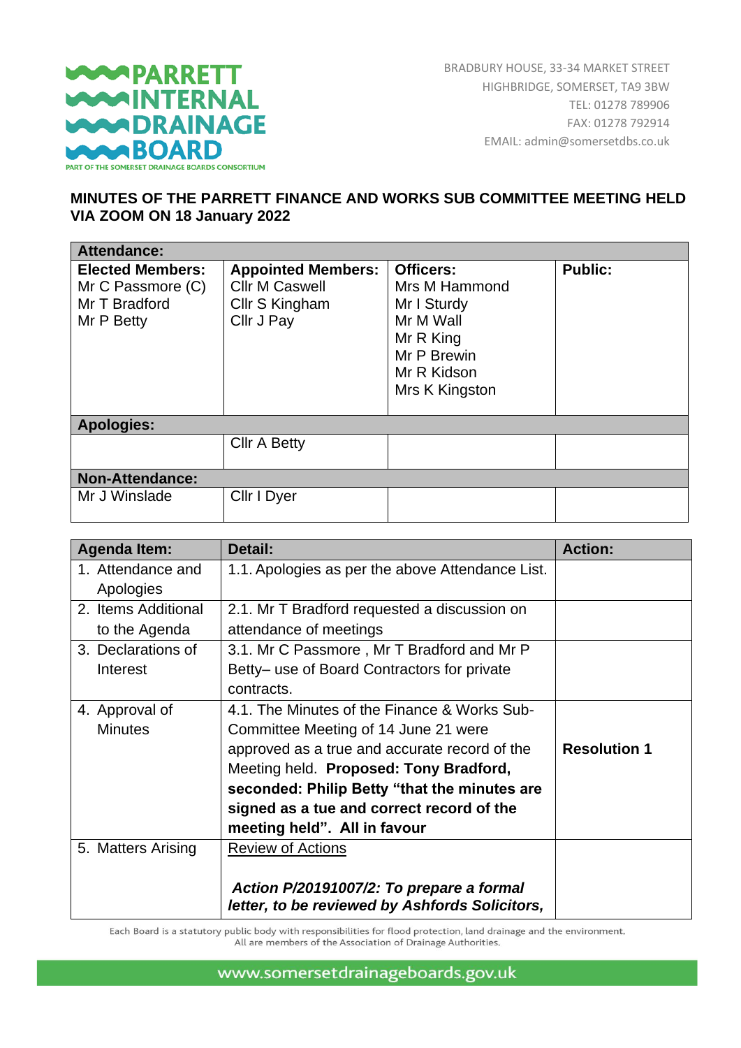**PARRETT INTERNAL DRAINAGE BOARD**
PART OF THE SOMERSET DRAINAGE BOARDS CONSORTIUM

BRADBURY HOUSE, 33-34 MARKET STREET
HIGHBRIDGE, SOMERSET, TA9 3BW
TEL: 01278 789906
FAX: 01278 792914
EMAIL: admin@somersetdbs.co.uk

## MINUTES OF THE PARRETT FINANCE AND WORKS SUB COMMITTEE MEETING HELD VIA ZOOM ON 18 January 2022

| **Attendance:** | | | |
|---|---|---|---|
| **Elected Members:**<br>Mr C Passmore (C)<br>Mr T Bradford<br>Mr P Betty | **Appointed Members:**<br>Cllr M Caswell<br>Cllr S Kingham<br>Cllr J Pay | **Officers:**<br>Mrs M Hammond<br>Mr I Sturdy<br>Mr M Wall<br>Mr R King<br>Mr P Brewin<br>Mr R Kidson<br>Mrs K Kingston | **Public:** |
| **Apologies:** | | | |
| | Cllr A Betty | | |
| **Non-Attendance:** | | | |
| Mr J Winslade | Cllr I Dyer | | |

| Agenda Item: | Detail: | Action: |
|---|---|---|
| 1. Attendance and Apologies | 1.1. Apologies as per the above Attendance List. | |
| 2. Items Additional to the Agenda | 2.1. Mr T Bradford requested a discussion on attendance of meetings | |
| 3. Declarations of Interest | 3.1. Mr C Passmore , Mr T Bradford and Mr P Betty– use of Board Contractors for private contracts. | |
| 4. Approval of Minutes | 4.1. The Minutes of the Finance & Works Sub-Committee Meeting of 14 June 21 were approved as a true and accurate record of the Meeting held. **Proposed: Tony Bradford, seconded: Philip Betty "that the minutes are signed as a tue and correct record of the meeting held". All in favour** | **Resolution 1** |
| 5. Matters Arising | <u>Review of Actions</u><br><br>***Action P/20191007/2: To prepare a formal letter, to be reviewed by Ashfords Solicitors,*** | |

Each Board is a statutory public body with responsibilities for flood protection, land drainage and the environment.
All are members of the Association of Drainage Authorities.

www.somersetdrainageboards.gov.uk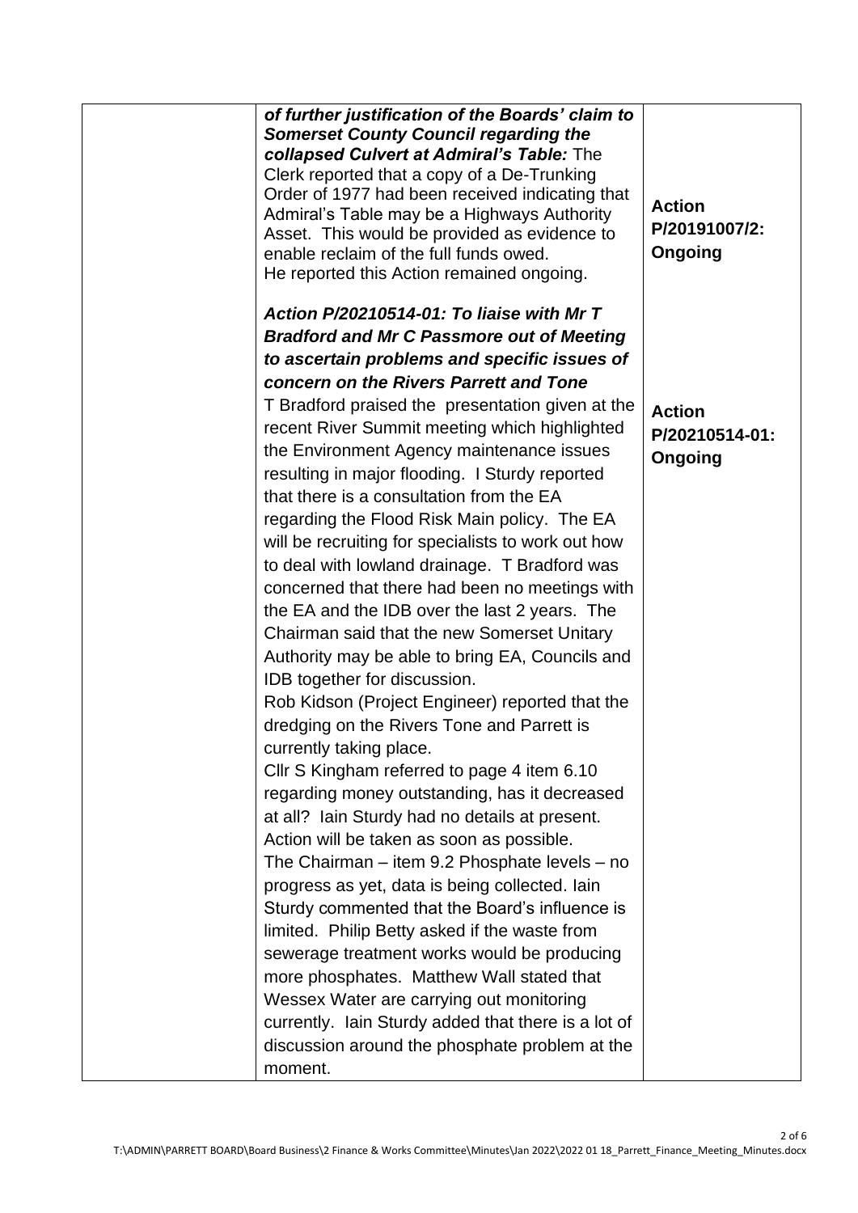| | | |
|---|---|---|
| | ***of further justification of the Boards' claim to Somerset County Council regarding the collapsed Culvert at Admiral's Table:*** The Clerk reported that a copy of a De-Trunking Order of 1977 had been received indicating that Admiral's Table may be a Highways Authority Asset. This would be provided as evidence to enable reclaim of the full funds owed.<br>He reported this Action remained ongoing.<br><br>***Action P/20210514-01: To liaise with Mr T Bradford and Mr C Passmore out of Meeting to ascertain problems and specific issues of concern on the Rivers Parrett and Tone***<br>T Bradford praised the presentation given at the recent River Summit meeting which highlighted the Environment Agency maintenance issues resulting in major flooding. I Sturdy reported that there is a consultation from the EA regarding the Flood Risk Main policy. The EA will be recruiting for specialists to work out how to deal with lowland drainage. T Bradford was concerned that there had been no meetings with the EA and the IDB over the last 2 years. The Chairman said that the new Somerset Unitary Authority may be able to bring EA, Councils and IDB together for discussion.<br>Rob Kidson (Project Engineer) reported that the dredging on the Rivers Tone and Parrett is currently taking place.<br>Cllr S Kingham referred to page 4 item 6.10 regarding money outstanding, has it decreased at all? Iain Sturdy had no details at present. Action will be taken as soon as possible.<br>The Chairman – item 9.2 Phosphate levels – no progress as yet, data is being collected. Iain Sturdy commented that the Board's influence is limited. Philip Betty asked if the waste from sewerage treatment works would be producing more phosphates. Matthew Wall stated that Wessex Water are carrying out monitoring currently. Iain Sturdy added that there is a lot of discussion around the phosphate problem at the moment. | **Action P/20191007/2: Ongoing**<br><br><br><br>**Action P/20210514-01: Ongoing** |

T:\ADMIN\PARRETT BOARD\Board Business\2 Finance & Works Committee\Minutes\Jan 2022\2022 01 18_Parrett_Finance_Meeting_Minutes.docx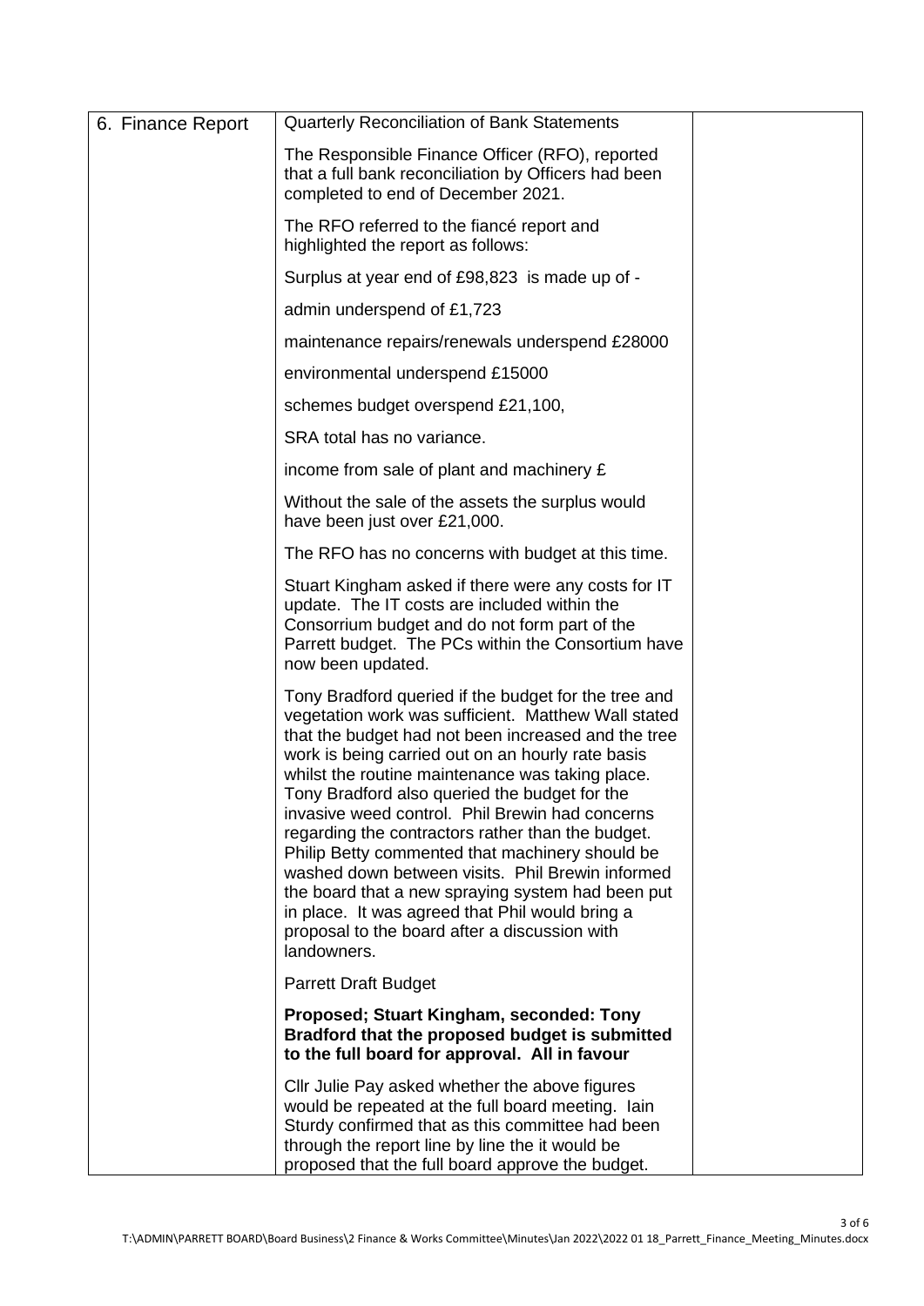| 6. Finance Report | Quarterly Reconciliation of Bank Statements<br><br>The Responsible Finance Officer (RFO), reported that a full bank reconciliation by Officers had been completed to end of December 2021.<br><br>The RFO referred to the fiancé report and highlighted the report as follows:<br><br>Surplus at year end of £98,823 is made up of -<br><br>admin underspend of £1,723<br><br>maintenance repairs/renewals underspend £28000<br><br>environmental underspend £15000<br><br>schemes budget overspend £21,100,<br><br>SRA total has no variance.<br><br>income from sale of plant and machinery £<br><br>Without the sale of the assets the surplus would have been just over £21,000.<br><br>The RFO has no concerns with budget at this time.<br><br>Stuart Kingham asked if there were any costs for IT update. The IT costs are included within the Consorrium budget and do not form part of the Parrett budget. The PCs within the Consortium have now been updated.<br><br>Tony Bradford queried if the budget for the tree and vegetation work was sufficient. Matthew Wall stated that the budget had not been increased and the tree work is being carried out on an hourly rate basis whilst the routine maintenance was taking place. Tony Bradford also queried the budget for the invasive weed control. Phil Brewin had concerns regarding the contractors rather than the budget. Philip Betty commented that machinery should be washed down between visits. Phil Brewin informed the board that a new spraying system had been put in place. It was agreed that Phil would bring a proposal to the board after a discussion with landowners.<br><br>Parrett Draft Budget<br><br>**Proposed; Stuart Kingham, seconded: Tony Bradford that the proposed budget is submitted to the full board for approval. All in favour**<br><br>Cllr Julie Pay asked whether the above figures would be repeated at the full board meeting. Iain Sturdy confirmed that as this committee had been through the report line by line the it would be proposed that the full board approve the budget. | |
|---|---|---|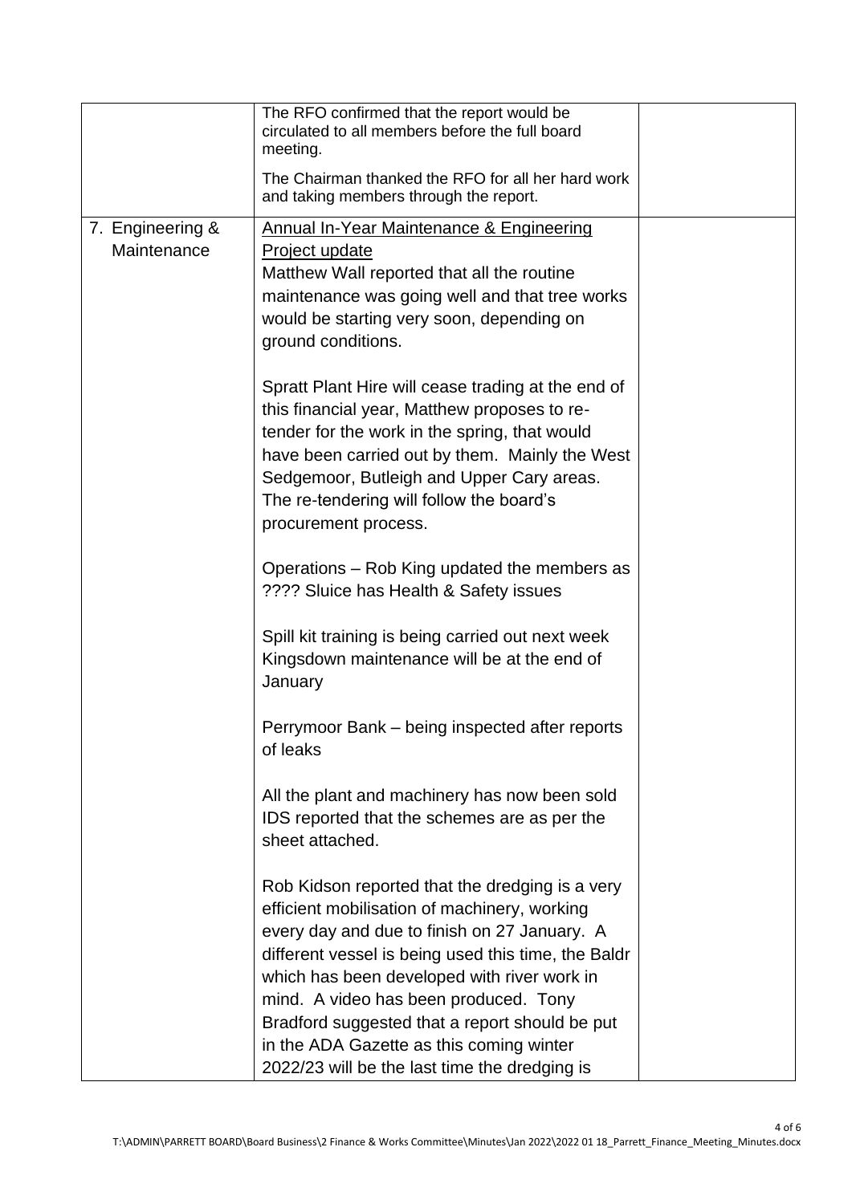| | | |
|---|---|---|
| | The RFO confirmed that the report would be circulated to all members before the full board meeting.<br><br>The Chairman thanked the RFO for all her hard work and taking members through the report. | |
| 7. Engineering & Maintenance | <u>Annual In-Year Maintenance & Engineering Project update</u><br>Matthew Wall reported that all the routine maintenance was going well and that tree works would be starting very soon, depending on ground conditions.<br><br>Spratt Plant Hire will cease trading at the end of this financial year, Matthew proposes to re-tender for the work in the spring, that would have been carried out by them. Mainly the West Sedgemoor, Butleigh and Upper Cary areas. The re-tendering will follow the board's procurement process.<br><br>Operations – Rob King updated the members as ???? Sluice has Health & Safety issues<br><br>Spill kit training is being carried out next week Kingsdown maintenance will be at the end of January<br><br>Perrymoor Bank – being inspected after reports of leaks<br><br>All the plant and machinery has now been sold IDS reported that the schemes are as per the sheet attached.<br><br>Rob Kidson reported that the dredging is a very efficient mobilisation of machinery, working every day and due to finish on 27 January. A different vessel is being used this time, the Baldr which has been developed with river work in mind. A video has been produced. Tony Bradford suggested that a report should be put in the ADA Gazette as this coming winter 2022/23 will be the last time the dredging is | |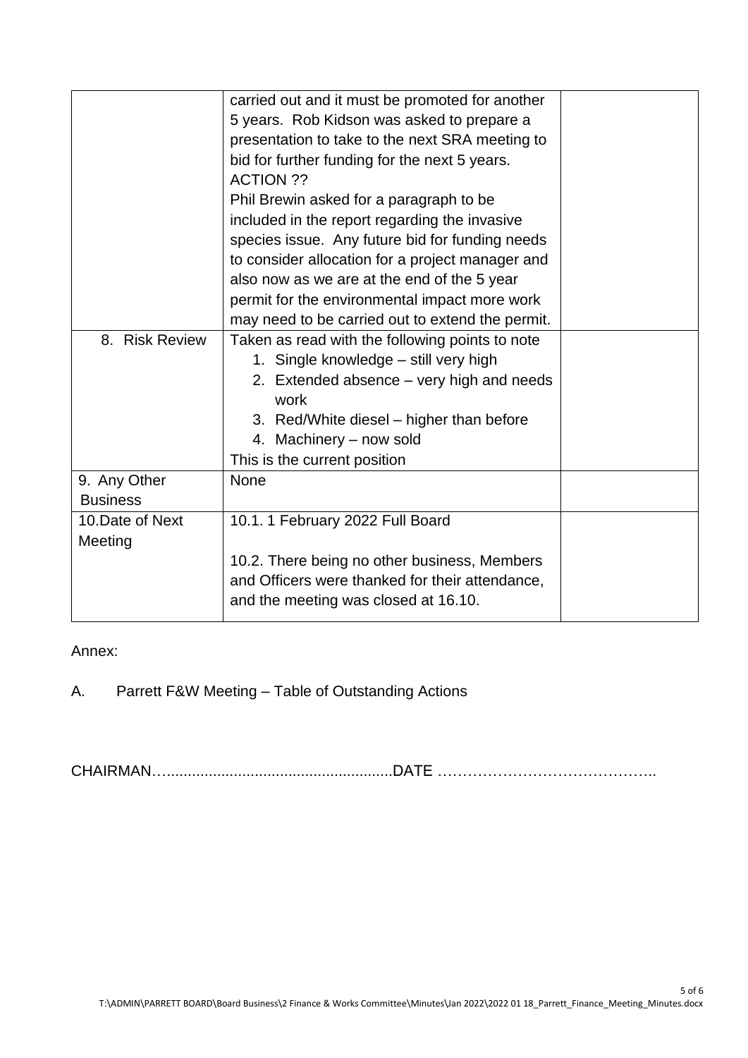| | | |
|---|---|---|
| | carried out and it must be promoted for another 5 years. Rob Kidson was asked to prepare a presentation to take to the next SRA meeting to bid for further funding for the next 5 years. ACTION ??<br>Phil Brewin asked for a paragraph to be included in the report regarding the invasive species issue. Any future bid for funding needs to consider allocation for a project manager and also now as we are at the end of the 5 year permit for the environmental impact more work may need to be carried out to extend the permit. | |
| 8. Risk Review | Taken as read with the following points to note<br>1. Single knowledge – still very high<br>2. Extended absence – very high and needs work<br>3. Red/White diesel – higher than before<br>4. Machinery – now sold<br>This is the current position | |
| 9. Any Other Business | None | |
| 10.Date of Next Meeting | 10.1. 1 February 2022 Full Board<br><br>10.2. There being no other business, Members and Officers were thanked for their attendance, and the meeting was closed at 16.10. | |

Annex:

A. Parrett F&W Meeting – Table of Outstanding Actions

CHAIRMAN…....................................................DATE ……………………………………..

T:\ADMIN\PARRETT BOARD\Board Business\2 Finance & Works Committee\Minutes\Jan 2022\2022 01 18_Parrett_Finance_Meeting_Minutes.docx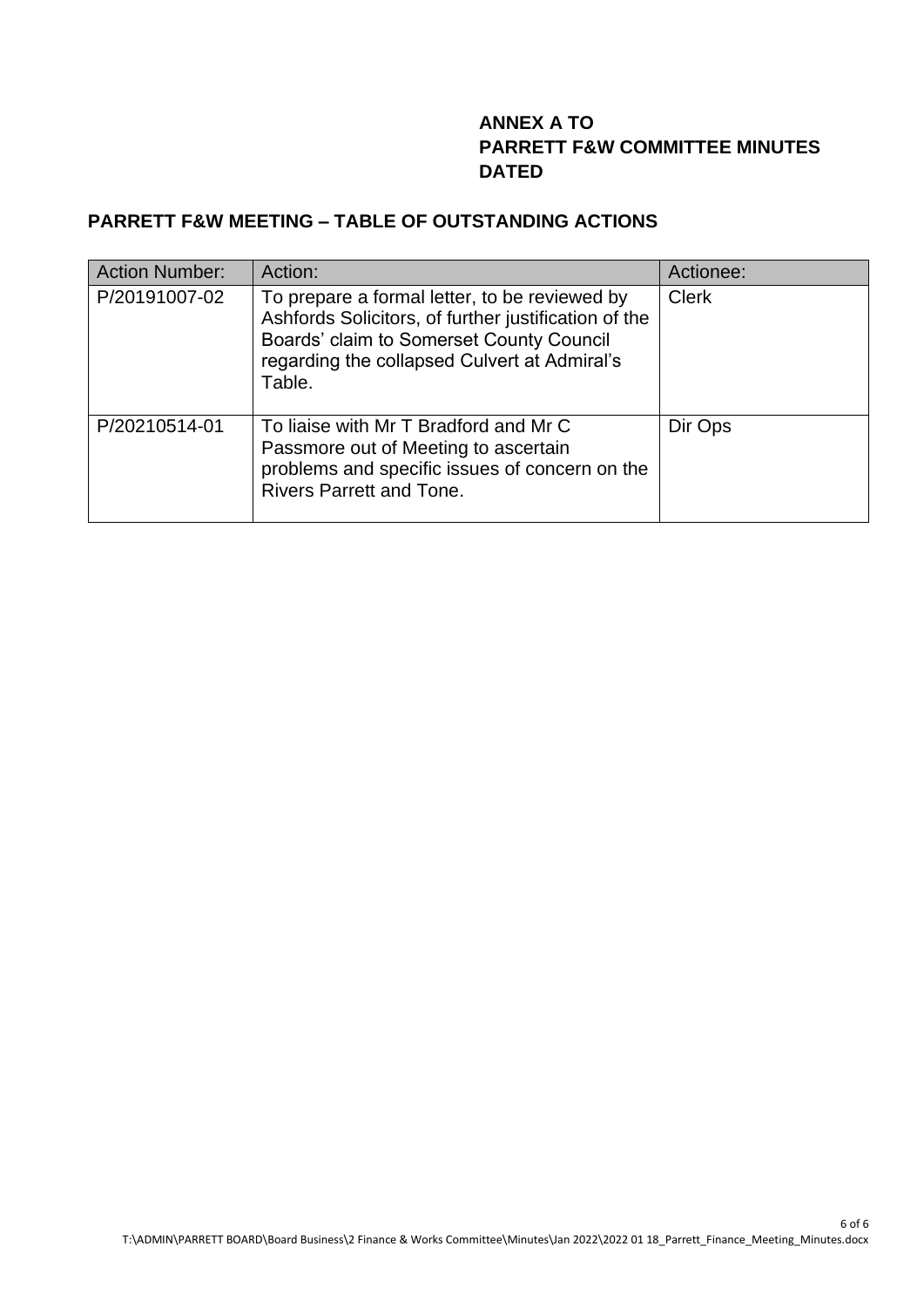**ANNEX A TO**
**PARRETT F&W COMMITTEE MINUTES**
**DATED**

## PARRETT F&W MEETING – TABLE OF OUTSTANDING ACTIONS

| Action Number: | Action: | Actionee: |
|---|---|---|
| P/20191007-02 | To prepare a formal letter, to be reviewed by Ashfords Solicitors, of further justification of the Boards' claim to Somerset County Council regarding the collapsed Culvert at Admiral's Table. | Clerk |
| P/20210514-01 | To liaise with Mr T Bradford and Mr C Passmore out of Meeting to ascertain problems and specific issues of concern on the Rivers Parrett and Tone. | Dir Ops |

T:\ADMIN\PARRETT BOARD\Board Business\2 Finance & Works Committee\Minutes\Jan 2022\2022 01 18_Parrett_Finance_Meeting_Minutes.docx